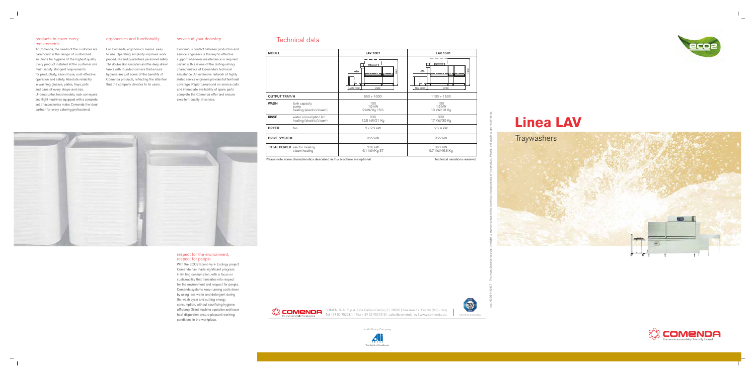## products to cover every requirements

At Comenda, the needs of the customer are paramount in the design of customized solutions for hygiene of the highest quality. Every product installed at the customer site must satisfy stringent requirements for productivity, ease of use, cost-effective operation and safety. Absolute reliability in washing glasses, plates, trays, pots and pans of every shape and size. Undercounter, hood models, rack conveyors and flight machines equipped with a complete set of accessories make Comenda the ideal partner for every catering professional.

## ergonomics and functionality

For Comenda, ergonomics means easy to use. Operating simplicity improves work procedures and guarantees personnel safety. The double skin execution and the deep-drawn tanks with rounded corners that ensure hygiene are just some of the benefits of Comenda products, reflecting the attention that the company devotes to its users.

## service at your doorstep

Continuous contact between production and service engineers is the key to effective support whenever maintenance is required: certainly, this is one of the distinguishing characteristics of Comenda's technical assistance. An extensive network of highly skilled service engineers provides full territorial coverage. Rapid turnaround on service calls and immediate availability of spare parts complete the Comenda offer and ensure excellent quality of service.

## respect for the environment, respect for people

With the ECO2 Economy + Ecology project Comenda has made significant progress in limiting consumption, with a focus on sustainability that translates into respect for the environment and respect for people. Comenda systems keep running costs down by using less water and detergent during the wash cycle and cutting energy consumption, without sacrificing hygiene efficiency. Silent machine operation and lower heat dispersion ensure pleasant working conditions in the workplace.

# Technical data

| MODEL | | LAV 1001 | LAV 1501 |
|---|---|---|---|
| | | MIN 1000 / 2200 / 1850 | MIN 1000 / 2750 / 1850 |
| OUTPUT TRAY/H | | 650 ÷ 1000 | 1100 ÷ 1500 |
| WASH | tank capacity<br>pump<br>heating (electric/steam) | 100<br>1,5 kW<br>9 kW/Kg 15.5 | 100<br>1,5 kW<br>10 kW/18 Kg |
| RINSE | water consumption l/h<br>heating (electric/steam) | 230<br>12.5 kW/21 Kg | 320<br>17 kW/30 Kg |
| DRYER | fan | 2 x 2.2 kW | 2 x 4 kW |
| DRIVE SYSTEM | | 0.22 kW | 0.22 kW |
| TOTAL POWER | electric heating<br>steam heating | 27.6 kW<br>6.1 kW/Kg 37 | 36.7 kW<br>9.7 kW/46.6 Kg |

Please note some characteristics described in this brochure are optional

Technical variations reserved

COMENDA Ali S.p.A. | Via Galileo Galilei, 8 | 20060 | Cassina de' Pecchi (MI) - Italy
Tel +39 02 95228.1 | Fax + 39 02 9521510 | sales@comenda.eu | www.comenda.eu

Certified Company

an Ali Group Company

The Spirit of Excellence

cod. 9608440917 - The manufacturer reserves the right to make changes to the technical characteristics of the product. Photos and graphics are not binding.

# Linea LAV

## Traywashers

COMENDA the environmentally friendly brand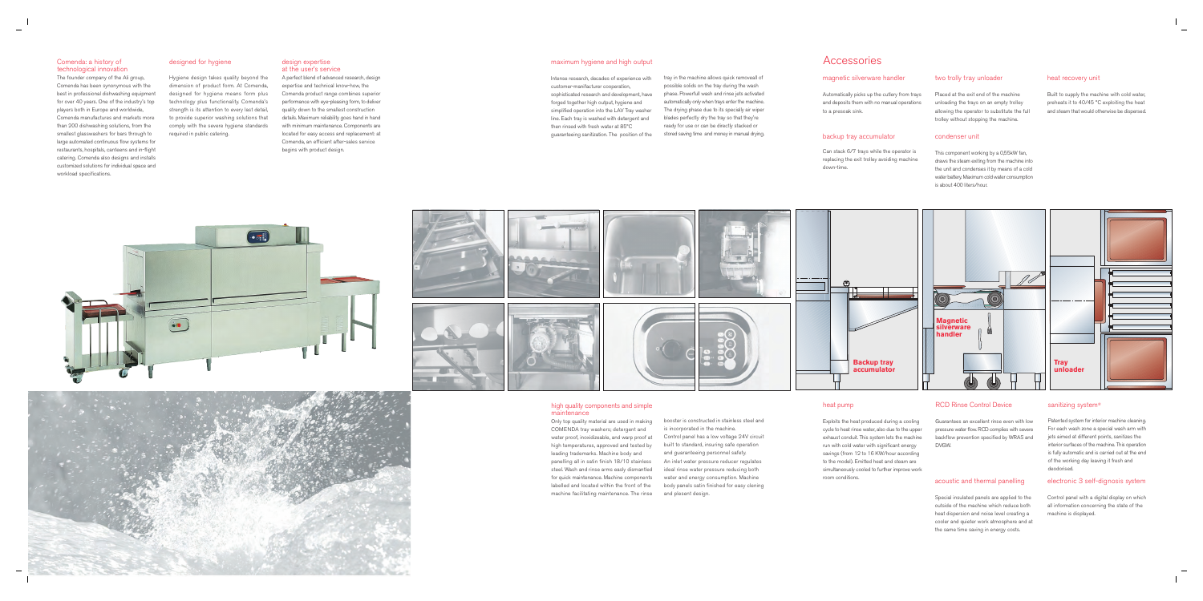## Comenda: a history of technological innovation

The founder company of the Ali group, Comenda has been synonymous with the best in professional dishwashing equipment for over 40 years. One of the industry's top players both in Europe and worldwide, Comenda manufactures and markets more than 200 dishwashing solutions, from the smallest glasswashers for bars through to large automated continuous flow systems for restaurants, hospitals, canteens and in-flight catering. Comenda also designs and installs customized solutions for individual space and workload specifications.

## designed for hygiene

Hygiene design takes quality beyond the dimension of product form. At Comenda, designed for hygiene means form plus technology plus functionality. Comenda's strength is its attention to every last detail, to provide superior washing solutions that comply with the severe hygiene standards required in public catering.

## design expertise at the user's service

A perfect blend of advanced research, design expertise and technical know-how, the Comenda product range combines superior performance with eye-pleasing form, to deliver quality down to the smallest construction details. Maximum reliability goes hand in hand with minimum maintenance. Components are located for easy access and replacement: at Comenda, an efficient after-sales service begins with product design.

## maximum hygiene and high output

Intense research, decades of experience with customer-manufacturer cooperation, sophisticated research and development, have forged together high output, hygiene and simplified operation into the LAV Tray washer line. Each tray is washed with detergent and then rinsed with fresh water at 85°C guaranteeing sanitization. The position of the tray in the machine allows quick removeall of possible solids on the tray during the wash phase. Powerfull wash and rinse jets activated automatically only when trays enter the machine. The drying phase due to its specially air wiper blades perfectly dry the tray so that they're ready for use or can be directly stacked or stored saving time and money in manual drying.

## high quality components and simple maintenance

Only top quality material are used in making COMENDA tray washers; detergent and water proof, inoxidizeable, and warp proof at high temperatures, approved and tested by leading trademarks. Machine body and panelling all in satin finish 18/10 stainless steel. Wash and rinse arms easily dismantled for quick maintenance. Machine components labelled and located within the front of the machine facilitating maintenance. The rinse booster is constructed in stainless steel and is incorporated in the machine. Control panel has a low voltage 24V circuit built to standard, insuring safe operation and guaranteeing personnel safety. An inlet water pressure reducer regulates ideal rinse water pressure reducing both water and energy consumption. Machine body panels satin finished for easy clening and plesent design.

# Accessories

## magnetic silverware handler

Automatically picks up the cutlery from trays and deposits them with no manual operations to a presoak sink.

## backup tray accumulator

Can stack 6/7 trays while the operator is replacing the exit trolley avoiding machine down-time.

## two trolly tray unloader

Placed at the exit end of the machine unloading the trays on an empty trolley allowing the operator to substitute the full trolley without stopping the machine.

## condenser unit

This component working by a 0,55kW fan, draws the steam exiting from the machine into the unit and condenses it by means of a cold water battery. Maximum cold water consumption is about 400 liters/hour.

## heat recovery unit

Built to supply the machine with cold water, preheats it to 40/45 °C exploiting the heat and steam that would otherwise be dispersed.

Backup tray accumulator

Magnetic silverware handler

Tray unloader

## heat pump

Exploits the heat produced during a cooling cycle to heat rinse water, also due to the upper exhaust conduit. This system lets the machine run with cold water with significant energy savings (from 12 to 16 KW/hour according to the model). Emitted heat and steam are simultaneously cooled to further improve work room conditions.

## RCD Rinse Control Device

Guarantees an excellent rinse even with low pressure water flow. RCD complies with severe backflow prevention specified by WRAS and DVGW.

## acoustic and thermal panelling

Special insulated panels are applied to the outside of the machine which reduce both heat dispersion and noise level creating a cooler and quieter work atmosphere and at the same time saving in energy costs.

## sanitizing system*

Patented system for interior machine cleaning. For each wash zone a special wash arm with jets aimed at different points, sanitizes the interior surfaces of the machine. This operation is fully automatic and is carried out at the end of the working day leaving it fresh and deodorised.

## electronic 3 self-dignosis system

Control panel with a digital display on which all information concerning the state of the machine is displayed.